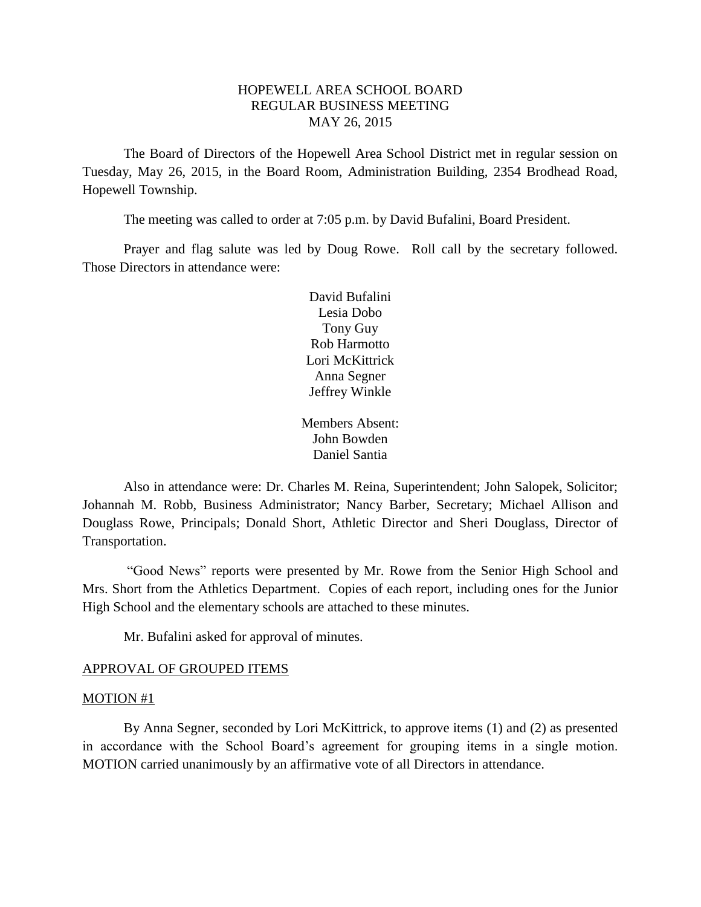# HOPEWELL AREA SCHOOL BOARD
## REGULAR BUSINESS MEETING
## MAY 26, 2015

The Board of Directors of the Hopewell Area School District met in regular session on Tuesday, May 26, 2015, in the Board Room, Administration Building, 2354 Brodhead Road, Hopewell Township.

The meeting was called to order at 7:05 p.m. by David Bufalini, Board President.

Prayer and flag salute was led by Doug Rowe. Roll call by the secretary followed. Those Directors in attendance were:

David Bufalini
Lesia Dobo
Tony Guy
Rob Harmotto
Lori McKittrick
Anna Segner
Jeffrey Winkle

Members Absent:
John Bowden
Daniel Santia

Also in attendance were: Dr. Charles M. Reina, Superintendent; John Salopek, Solicitor; Johannah M. Robb, Business Administrator; Nancy Barber, Secretary; Michael Allison and Douglass Rowe, Principals; Donald Short, Athletic Director and Sheri Douglass, Director of Transportation.

"Good News" reports were presented by Mr. Rowe from the Senior High School and Mrs. Short from the Athletics Department. Copies of each report, including ones for the Junior High School and the elementary schools are attached to these minutes.

Mr. Bufalini asked for approval of minutes.

APPROVAL OF GROUPED ITEMS

MOTION #1

By Anna Segner, seconded by Lori McKittrick, to approve items (1) and (2) as presented in accordance with the School Board's agreement for grouping items in a single motion. MOTION carried unanimously by an affirmative vote of all Directors in attendance.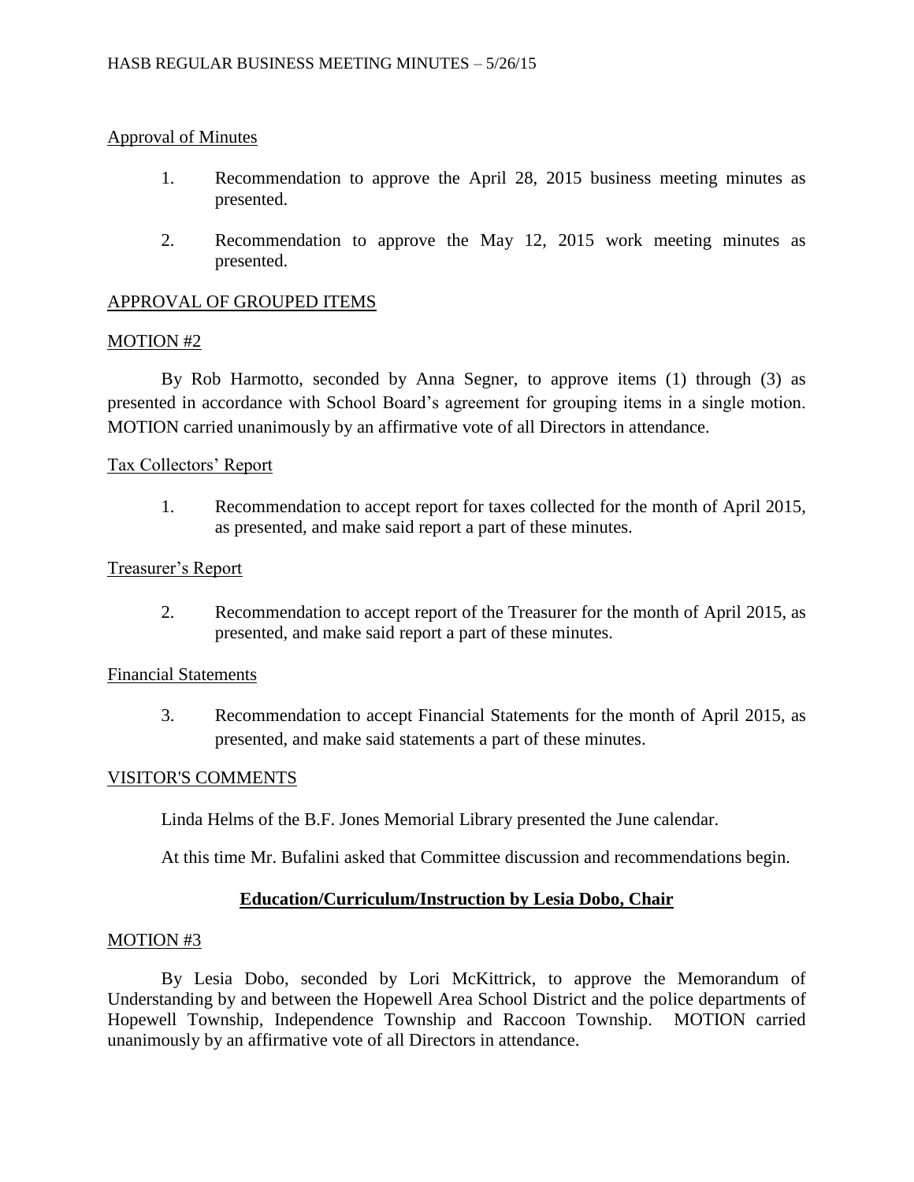Approval of Minutes

1. Recommendation to approve the April 28, 2015 business meeting minutes as presented.

2. Recommendation to approve the May 12, 2015 work meeting minutes as presented.

APPROVAL OF GROUPED ITEMS

MOTION #2

By Rob Harmotto, seconded by Anna Segner, to approve items (1) through (3) as presented in accordance with School Board's agreement for grouping items in a single motion. MOTION carried unanimously by an affirmative vote of all Directors in attendance.

Tax Collectors' Report

1. Recommendation to accept report for taxes collected for the month of April 2015, as presented, and make said report a part of these minutes.

Treasurer's Report

2. Recommendation to accept report of the Treasurer for the month of April 2015, as presented, and make said report a part of these minutes.

Financial Statements

3. Recommendation to accept Financial Statements for the month of April 2015, as presented, and make said statements a part of these minutes.

VISITOR'S COMMENTS

Linda Helms of the B.F. Jones Memorial Library presented the June calendar.

At this time Mr. Bufalini asked that Committee discussion and recommendations begin.

## Education/Curriculum/Instruction by Lesia Dobo, Chair

MOTION #3

By Lesia Dobo, seconded by Lori McKittrick, to approve the Memorandum of Understanding by and between the Hopewell Area School District and the police departments of Hopewell Township, Independence Township and Raccoon Township. MOTION carried unanimously by an affirmative vote of all Directors in attendance.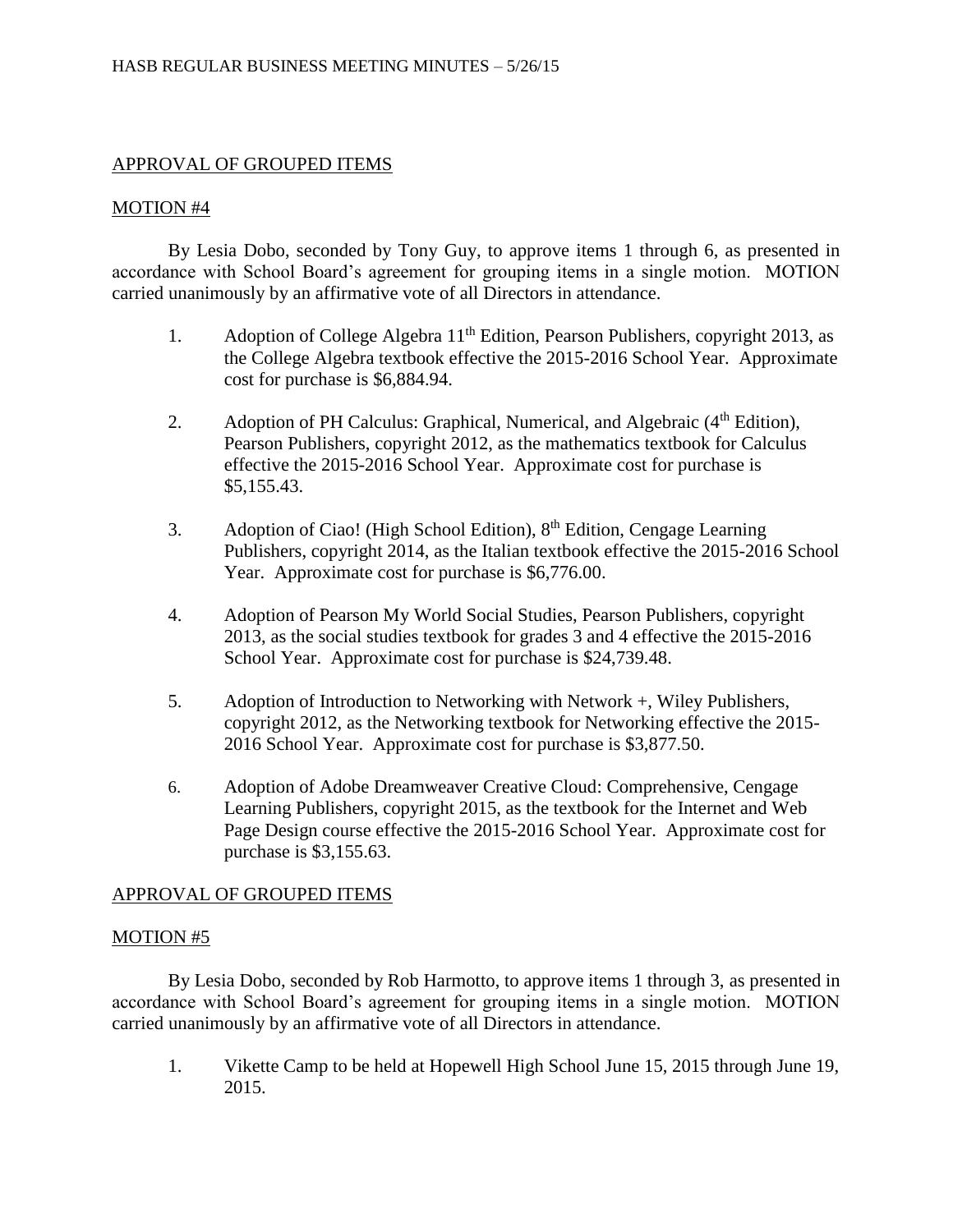## APPROVAL OF GROUPED ITEMS

### MOTION #4

By Lesia Dobo, seconded by Tony Guy, to approve items 1 through 6, as presented in accordance with School Board's agreement for grouping items in a single motion. MOTION carried unanimously by an affirmative vote of all Directors in attendance.

1. Adoption of College Algebra 11th Edition, Pearson Publishers, copyright 2013, as the College Algebra textbook effective the 2015-2016 School Year. Approximate cost for purchase is $6,884.94.

2. Adoption of PH Calculus: Graphical, Numerical, and Algebraic (4th Edition), Pearson Publishers, copyright 2012, as the mathematics textbook for Calculus effective the 2015-2016 School Year. Approximate cost for purchase is $5,155.43.

3. Adoption of Ciao! (High School Edition), 8th Edition, Cengage Learning Publishers, copyright 2014, as the Italian textbook effective the 2015-2016 School Year. Approximate cost for purchase is $6,776.00.

4. Adoption of Pearson My World Social Studies, Pearson Publishers, copyright 2013, as the social studies textbook for grades 3 and 4 effective the 2015-2016 School Year. Approximate cost for purchase is $24,739.48.

5. Adoption of Introduction to Networking with Network +, Wiley Publishers, copyright 2012, as the Networking textbook for Networking effective the 2015-2016 School Year. Approximate cost for purchase is $3,877.50.

6. Adoption of Adobe Dreamweaver Creative Cloud: Comprehensive, Cengage Learning Publishers, copyright 2015, as the textbook for the Internet and Web Page Design course effective the 2015-2016 School Year. Approximate cost for purchase is $3,155.63.

## APPROVAL OF GROUPED ITEMS

### MOTION #5

By Lesia Dobo, seconded by Rob Harmotto, to approve items 1 through 3, as presented in accordance with School Board's agreement for grouping items in a single motion. MOTION carried unanimously by an affirmative vote of all Directors in attendance.

1. Vikette Camp to be held at Hopewell High School June 15, 2015 through June 19, 2015.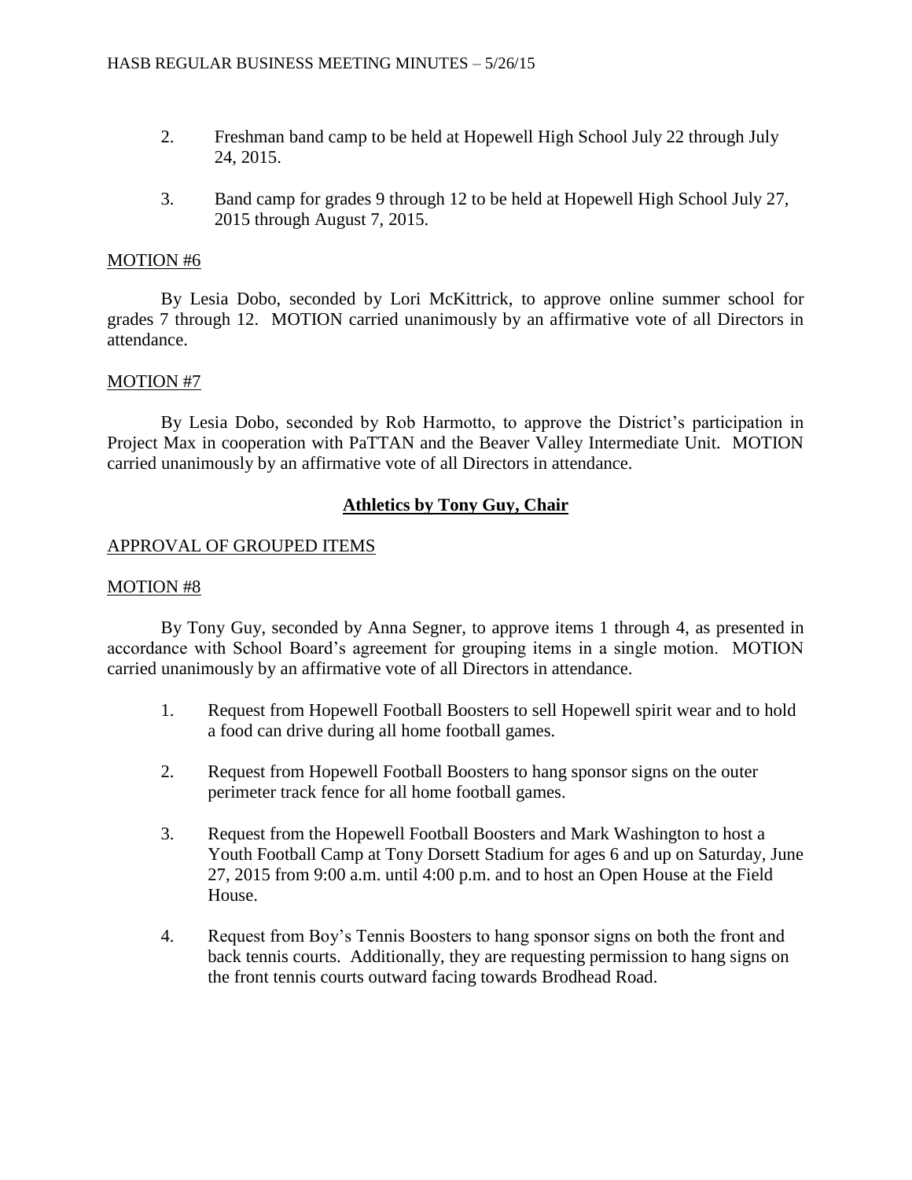2. Freshman band camp to be held at Hopewell High School July 22 through July 24, 2015.

3. Band camp for grades 9 through 12 to be held at Hopewell High School July 27, 2015 through August 7, 2015.

MOTION #6

By Lesia Dobo, seconded by Lori McKittrick, to approve online summer school for grades 7 through 12. MOTION carried unanimously by an affirmative vote of all Directors in attendance.

MOTION #7

By Lesia Dobo, seconded by Rob Harmotto, to approve the District's participation in Project Max in cooperation with PaTTAN and the Beaver Valley Intermediate Unit. MOTION carried unanimously by an affirmative vote of all Directors in attendance.

## Athletics by Tony Guy, Chair

APPROVAL OF GROUPED ITEMS

MOTION #8

By Tony Guy, seconded by Anna Segner, to approve items 1 through 4, as presented in accordance with School Board's agreement for grouping items in a single motion. MOTION carried unanimously by an affirmative vote of all Directors in attendance.

1. Request from Hopewell Football Boosters to sell Hopewell spirit wear and to hold a food can drive during all home football games.

2. Request from Hopewell Football Boosters to hang sponsor signs on the outer perimeter track fence for all home football games.

3. Request from the Hopewell Football Boosters and Mark Washington to host a Youth Football Camp at Tony Dorsett Stadium for ages 6 and up on Saturday, June 27, 2015 from 9:00 a.m. until 4:00 p.m. and to host an Open House at the Field House.

4. Request from Boy's Tennis Boosters to hang sponsor signs on both the front and back tennis courts. Additionally, they are requesting permission to hang signs on the front tennis courts outward facing towards Brodhead Road.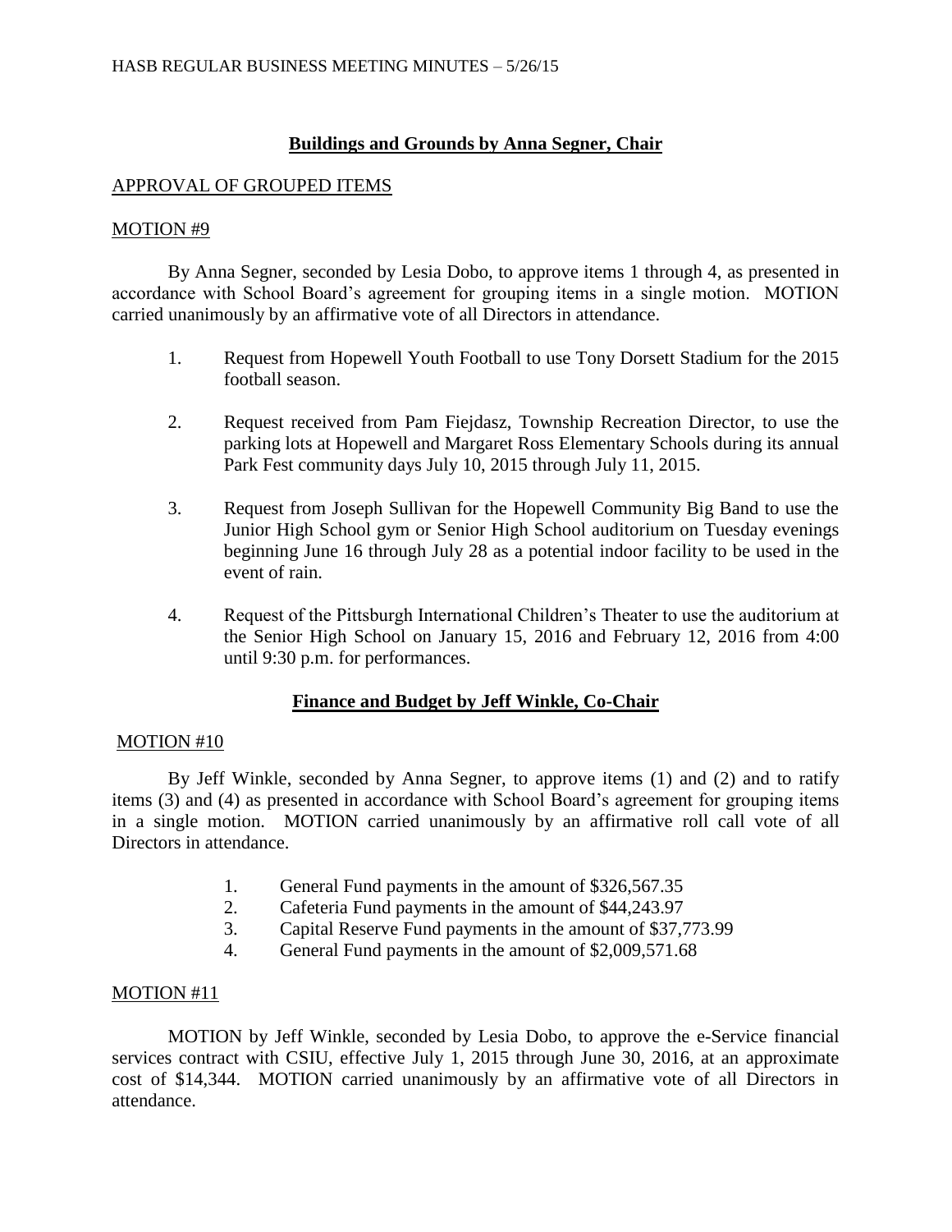## Buildings and Grounds by Anna Segner, Chair

APPROVAL OF GROUPED ITEMS

MOTION #9

By Anna Segner, seconded by Lesia Dobo, to approve items 1 through 4, as presented in accordance with School Board's agreement for grouping items in a single motion. MOTION carried unanimously by an affirmative vote of all Directors in attendance.

1. Request from Hopewell Youth Football to use Tony Dorsett Stadium for the 2015 football season.

2. Request received from Pam Fiejdasz, Township Recreation Director, to use the parking lots at Hopewell and Margaret Ross Elementary Schools during its annual Park Fest community days July 10, 2015 through July 11, 2015.

3. Request from Joseph Sullivan for the Hopewell Community Big Band to use the Junior High School gym or Senior High School auditorium on Tuesday evenings beginning June 16 through July 28 as a potential indoor facility to be used in the event of rain.

4. Request of the Pittsburgh International Children's Theater to use the auditorium at the Senior High School on January 15, 2016 and February 12, 2016 from 4:00 until 9:30 p.m. for performances.

## Finance and Budget by Jeff Winkle, Co-Chair

MOTION #10

By Jeff Winkle, seconded by Anna Segner, to approve items (1) and (2) and to ratify items (3) and (4) as presented in accordance with School Board's agreement for grouping items in a single motion. MOTION carried unanimously by an affirmative roll call vote of all Directors in attendance.

1. General Fund payments in the amount of $326,567.35
2. Cafeteria Fund payments in the amount of $44,243.97
3. Capital Reserve Fund payments in the amount of $37,773.99
4. General Fund payments in the amount of $2,009,571.68

MOTION #11

MOTION by Jeff Winkle, seconded by Lesia Dobo, to approve the e-Service financial services contract with CSIU, effective July 1, 2015 through June 30, 2016, at an approximate cost of $14,344. MOTION carried unanimously by an affirmative vote of all Directors in attendance.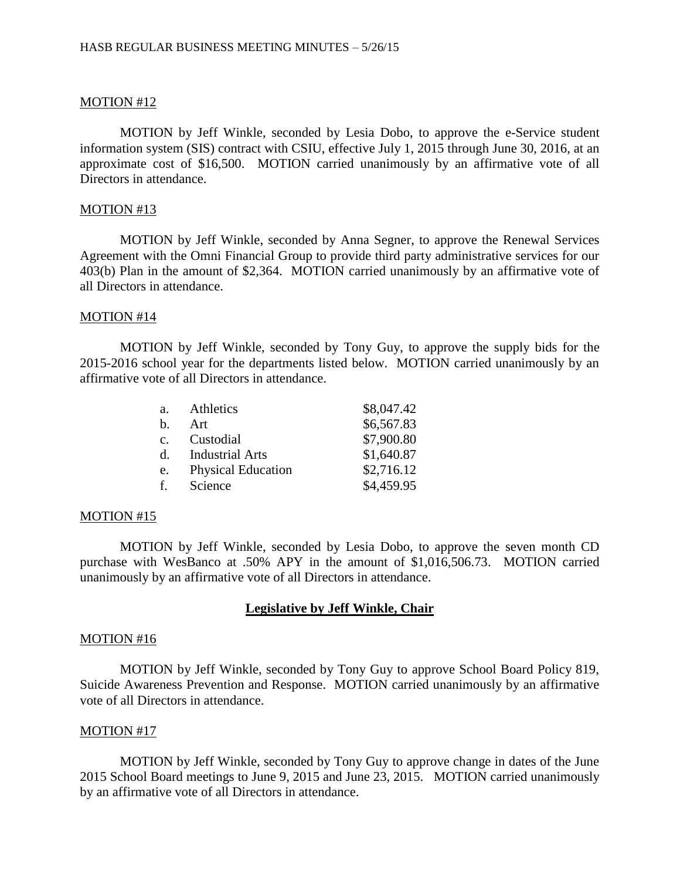MOTION #12

MOTION by Jeff Winkle, seconded by Lesia Dobo, to approve the e-Service student information system (SIS) contract with CSIU, effective July 1, 2015 through June 30, 2016, at an approximate cost of $16,500. MOTION carried unanimously by an affirmative vote of all Directors in attendance.

MOTION #13

MOTION by Jeff Winkle, seconded by Anna Segner, to approve the Renewal Services Agreement with the Omni Financial Group to provide third party administrative services for our 403(b) Plan in the amount of $2,364. MOTION carried unanimously by an affirmative vote of all Directors in attendance.

MOTION #14

MOTION by Jeff Winkle, seconded by Tony Guy, to approve the supply bids for the 2015-2016 school year for the departments listed below. MOTION carried unanimously by an affirmative vote of all Directors in attendance.

| | | |
|---|---|---|
| a. | Athletics | $8,047.42 |
| b. | Art | $6,567.83 |
| c. | Custodial | $7,900.80 |
| d. | Industrial Arts | $1,640.87 |
| e. | Physical Education | $2,716.12 |
| f. | Science | $4,459.95 |

MOTION #15

MOTION by Jeff Winkle, seconded by Lesia Dobo, to approve the seven month CD purchase with WesBanco at .50% APY in the amount of $1,016,506.73. MOTION carried unanimously by an affirmative vote of all Directors in attendance.

## Legislative by Jeff Winkle, Chair

MOTION #16

MOTION by Jeff Winkle, seconded by Tony Guy to approve School Board Policy 819, Suicide Awareness Prevention and Response. MOTION carried unanimously by an affirmative vote of all Directors in attendance.

MOTION #17

MOTION by Jeff Winkle, seconded by Tony Guy to approve change in dates of the June 2015 School Board meetings to June 9, 2015 and June 23, 2015. MOTION carried unanimously by an affirmative vote of all Directors in attendance.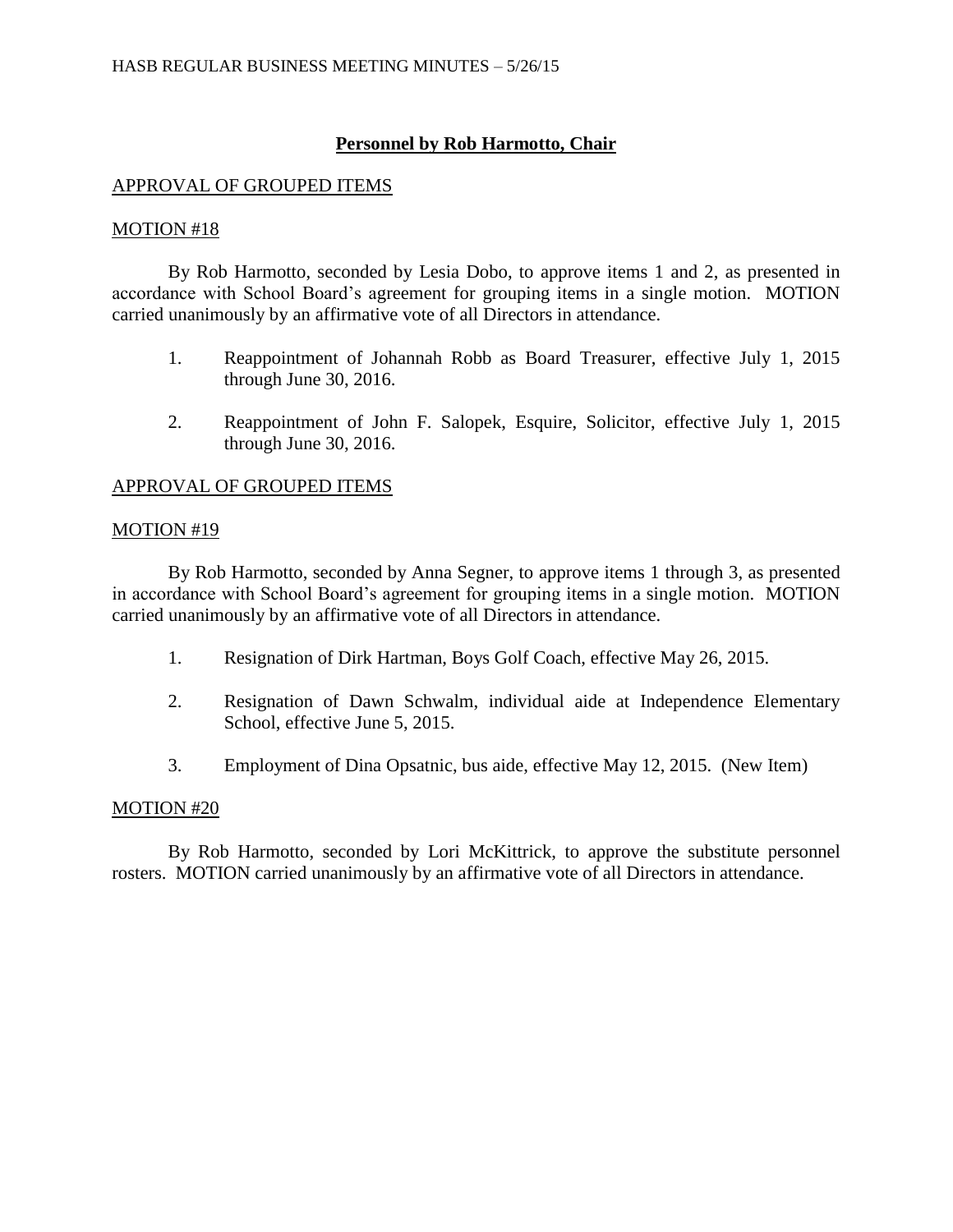## **Personnel by Rob Harmotto, Chair**

APPROVAL OF GROUPED ITEMS

MOTION #18

By Rob Harmotto, seconded by Lesia Dobo, to approve items 1 and 2, as presented in accordance with School Board's agreement for grouping items in a single motion. MOTION carried unanimously by an affirmative vote of all Directors in attendance.

1. Reappointment of Johannah Robb as Board Treasurer, effective July 1, 2015 through June 30, 2016.

2. Reappointment of John F. Salopek, Esquire, Solicitor, effective July 1, 2015 through June 30, 2016.

APPROVAL OF GROUPED ITEMS

MOTION #19

By Rob Harmotto, seconded by Anna Segner, to approve items 1 through 3, as presented in accordance with School Board's agreement for grouping items in a single motion. MOTION carried unanimously by an affirmative vote of all Directors in attendance.

1. Resignation of Dirk Hartman, Boys Golf Coach, effective May 26, 2015.

2. Resignation of Dawn Schwalm, individual aide at Independence Elementary School, effective June 5, 2015.

3. Employment of Dina Opsatnic, bus aide, effective May 12, 2015. (New Item)

MOTION #20

By Rob Harmotto, seconded by Lori McKittrick, to approve the substitute personnel rosters. MOTION carried unanimously by an affirmative vote of all Directors in attendance.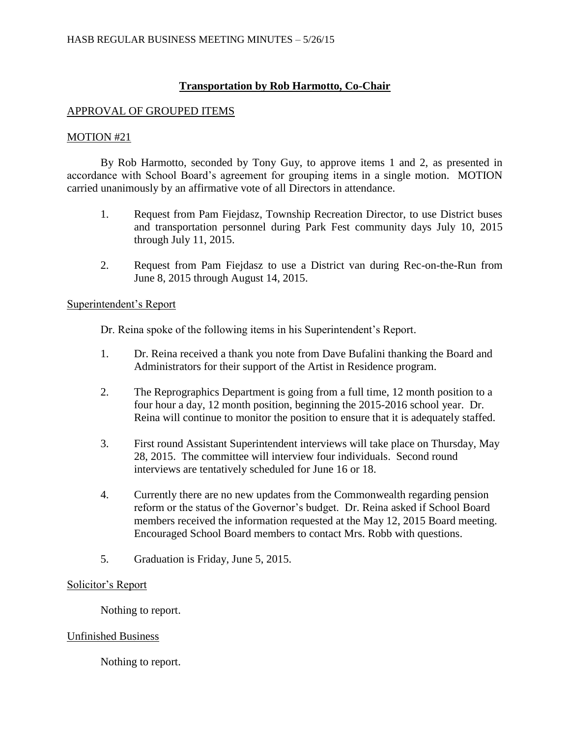## **Transportation by Rob Harmotto, Co-Chair**

APPROVAL OF GROUPED ITEMS

MOTION #21

By Rob Harmotto, seconded by Tony Guy, to approve items 1 and 2, as presented in accordance with School Board's agreement for grouping items in a single motion. MOTION carried unanimously by an affirmative vote of all Directors in attendance.

1. Request from Pam Fiejdasz, Township Recreation Director, to use District buses and transportation personnel during Park Fest community days July 10, 2015 through July 11, 2015.

2. Request from Pam Fiejdasz to use a District van during Rec-on-the-Run from June 8, 2015 through August 14, 2015.

Superintendent's Report

Dr. Reina spoke of the following items in his Superintendent's Report.

1. Dr. Reina received a thank you note from Dave Bufalini thanking the Board and Administrators for their support of the Artist in Residence program.

2. The Reprographics Department is going from a full time, 12 month position to a four hour a day, 12 month position, beginning the 2015-2016 school year. Dr. Reina will continue to monitor the position to ensure that it is adequately staffed.

3. First round Assistant Superintendent interviews will take place on Thursday, May 28, 2015. The committee will interview four individuals. Second round interviews are tentatively scheduled for June 16 or 18.

4. Currently there are no new updates from the Commonwealth regarding pension reform or the status of the Governor's budget. Dr. Reina asked if School Board members received the information requested at the May 12, 2015 Board meeting. Encouraged School Board members to contact Mrs. Robb with questions.

5. Graduation is Friday, June 5, 2015.

Solicitor's Report

Nothing to report.

Unfinished Business

Nothing to report.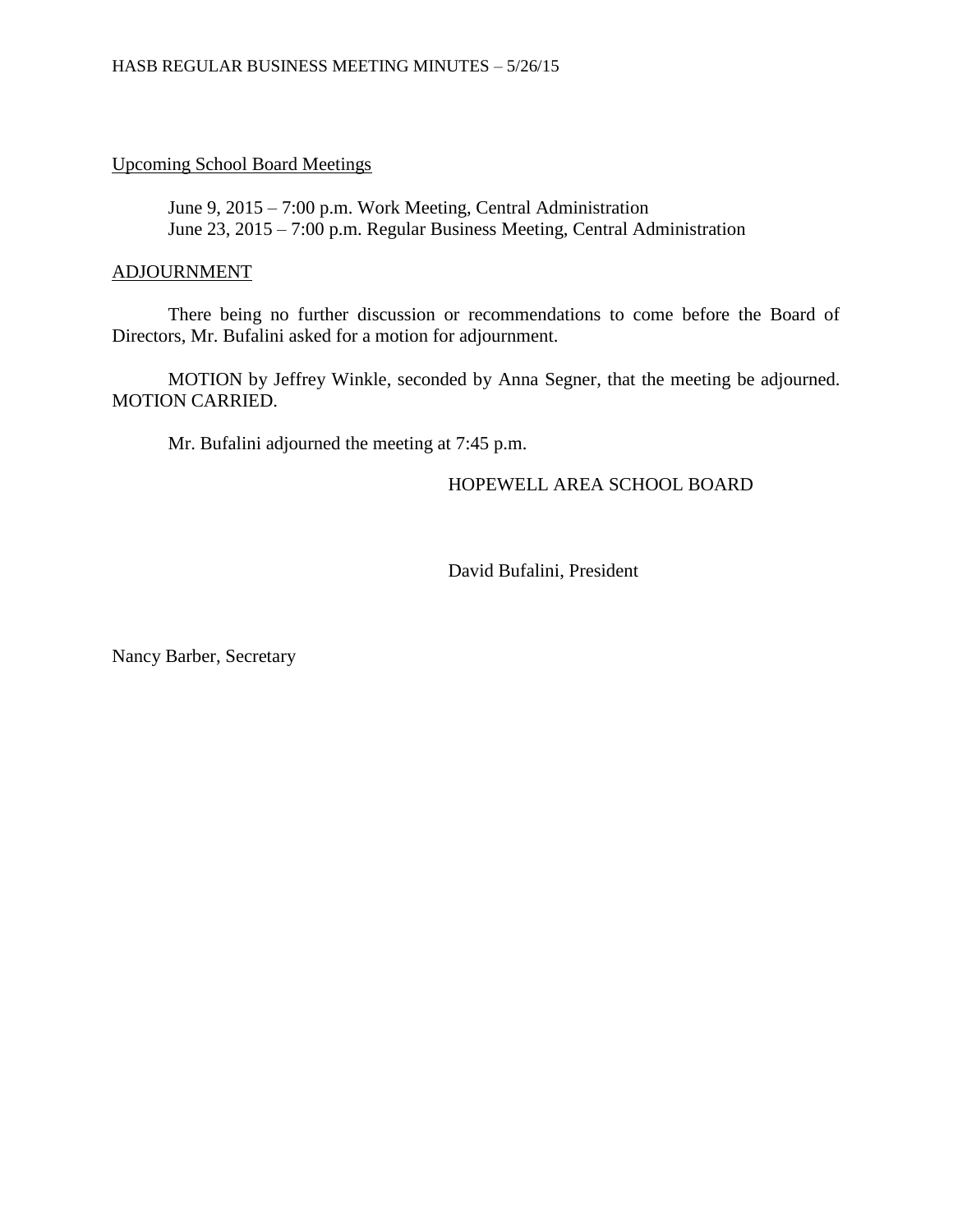Upcoming School Board Meetings

June 9, 2015 – 7:00 p.m. Work Meeting, Central Administration
June 23, 2015 – 7:00 p.m. Regular Business Meeting, Central Administration

ADJOURNMENT

There being no further discussion or recommendations to come before the Board of Directors, Mr. Bufalini asked for a motion for adjournment.

MOTION by Jeffrey Winkle, seconded by Anna Segner, that the meeting be adjourned. MOTION CARRIED.

Mr. Bufalini adjourned the meeting at 7:45 p.m.

HOPEWELL AREA SCHOOL BOARD

David Bufalini, President

Nancy Barber, Secretary